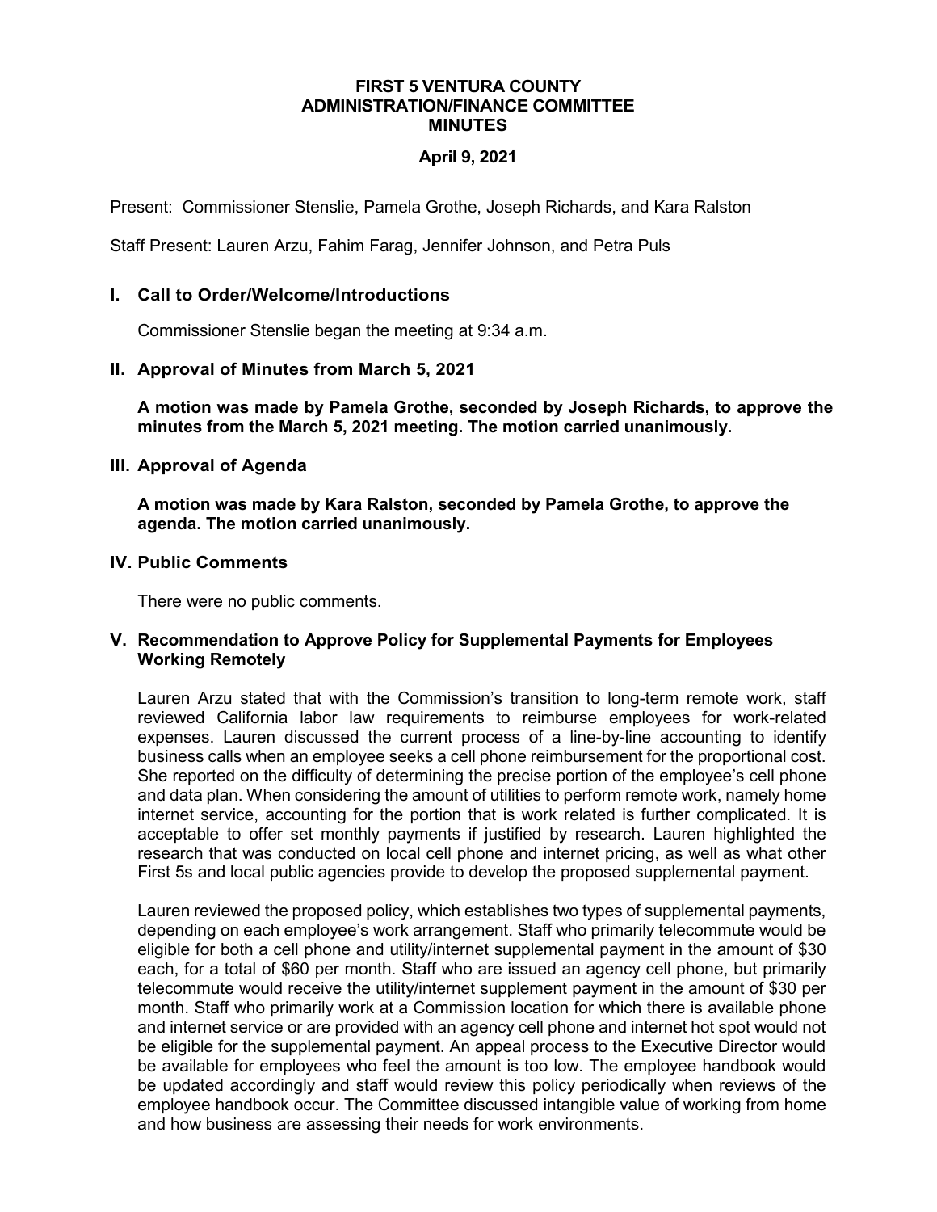# FIRST 5 VENTURA COUNTY
# ADMINISTRATION/FINANCE COMMITTEE
# MINUTES

**April 9, 2021**

Present: Commissioner Stenslie, Pamela Grothe, Joseph Richards, and Kara Ralston

Staff Present: Lauren Arzu, Fahim Farag, Jennifer Johnson, and Petra Puls

## I. Call to Order/Welcome/Introductions

Commissioner Stenslie began the meeting at 9:34 a.m.

## II. Approval of Minutes from March 5, 2021

**A motion was made by Pamela Grothe, seconded by Joseph Richards, to approve the minutes from the March 5, 2021 meeting. The motion carried unanimously.**

## III. Approval of Agenda

**A motion was made by Kara Ralston, seconded by Pamela Grothe, to approve the agenda. The motion carried unanimously.**

## IV. Public Comments

There were no public comments.

## V. Recommendation to Approve Policy for Supplemental Payments for Employees Working Remotely

Lauren Arzu stated that with the Commission's transition to long-term remote work, staff reviewed California labor law requirements to reimburse employees for work-related expenses. Lauren discussed the current process of a line-by-line accounting to identify business calls when an employee seeks a cell phone reimbursement for the proportional cost. She reported on the difficulty of determining the precise portion of the employee's cell phone and data plan. When considering the amount of utilities to perform remote work, namely home internet service, accounting for the portion that is work related is further complicated. It is acceptable to offer set monthly payments if justified by research. Lauren highlighted the research that was conducted on local cell phone and internet pricing, as well as what other First 5s and local public agencies provide to develop the proposed supplemental payment.

Lauren reviewed the proposed policy, which establishes two types of supplemental payments, depending on each employee's work arrangement. Staff who primarily telecommute would be eligible for both a cell phone and utility/internet supplemental payment in the amount of $30 each, for a total of $60 per month. Staff who are issued an agency cell phone, but primarily telecommute would receive the utility/internet supplement payment in the amount of $30 per month. Staff who primarily work at a Commission location for which there is available phone and internet service or are provided with an agency cell phone and internet hot spot would not be eligible for the supplemental payment. An appeal process to the Executive Director would be available for employees who feel the amount is too low. The employee handbook would be updated accordingly and staff would review this policy periodically when reviews of the employee handbook occur. The Committee discussed intangible value of working from home and how business are assessing their needs for work environments.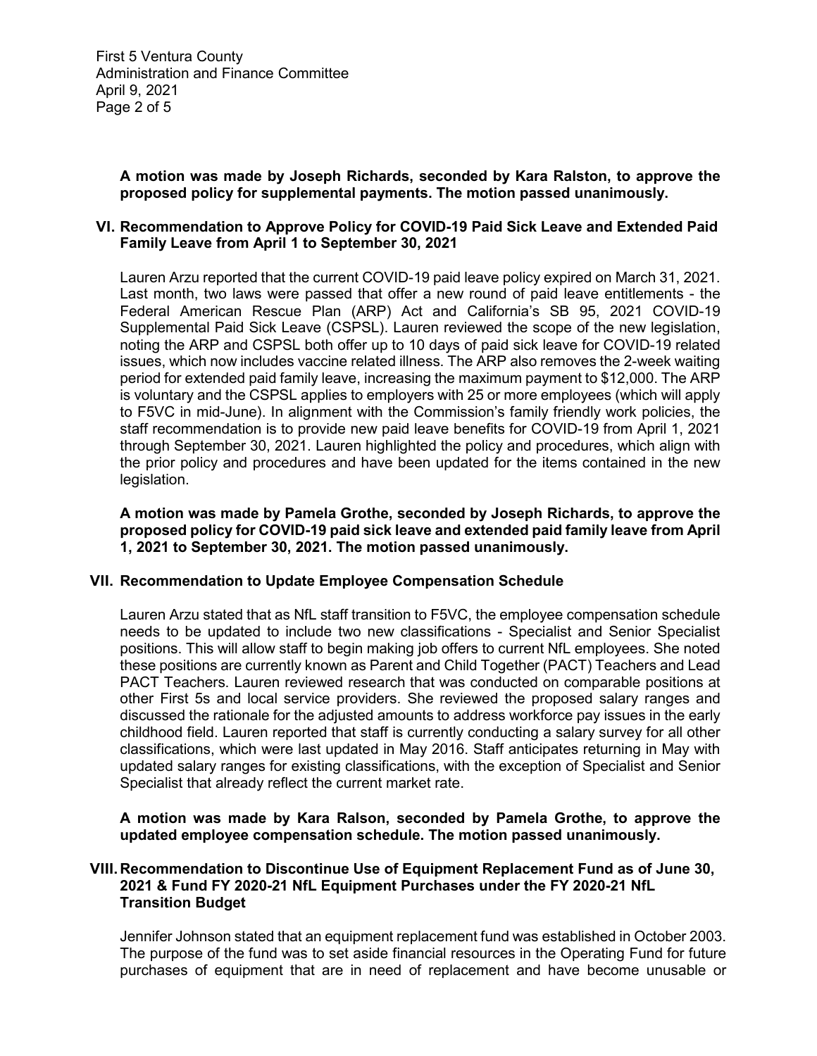**A motion was made by Joseph Richards, seconded by Kara Ralston, to approve the proposed policy for supplemental payments. The motion passed unanimously.**

## VI. Recommendation to Approve Policy for COVID-19 Paid Sick Leave and Extended Paid Family Leave from April 1 to September 30, 2021

Lauren Arzu reported that the current COVID-19 paid leave policy expired on March 31, 2021. Last month, two laws were passed that offer a new round of paid leave entitlements - the Federal American Rescue Plan (ARP) Act and California's SB 95, 2021 COVID-19 Supplemental Paid Sick Leave (CSPSL). Lauren reviewed the scope of the new legislation, noting the ARP and CSPSL both offer up to 10 days of paid sick leave for COVID-19 related issues, which now includes vaccine related illness. The ARP also removes the 2-week waiting period for extended paid family leave, increasing the maximum payment to $12,000. The ARP is voluntary and the CSPSL applies to employers with 25 or more employees (which will apply to F5VC in mid-June). In alignment with the Commission's family friendly work policies, the staff recommendation is to provide new paid leave benefits for COVID-19 from April 1, 2021 through September 30, 2021. Lauren highlighted the policy and procedures, which align with the prior policy and procedures and have been updated for the items contained in the new legislation.

**A motion was made by Pamela Grothe, seconded by Joseph Richards, to approve the proposed policy for COVID-19 paid sick leave and extended paid family leave from April 1, 2021 to September 30, 2021. The motion passed unanimously.**

## VII. Recommendation to Update Employee Compensation Schedule

Lauren Arzu stated that as NfL staff transition to F5VC, the employee compensation schedule needs to be updated to include two new classifications - Specialist and Senior Specialist positions. This will allow staff to begin making job offers to current NfL employees. She noted these positions are currently known as Parent and Child Together (PACT) Teachers and Lead PACT Teachers. Lauren reviewed research that was conducted on comparable positions at other First 5s and local service providers. She reviewed the proposed salary ranges and discussed the rationale for the adjusted amounts to address workforce pay issues in the early childhood field. Lauren reported that staff is currently conducting a salary survey for all other classifications, which were last updated in May 2016. Staff anticipates returning in May with updated salary ranges for existing classifications, with the exception of Specialist and Senior Specialist that already reflect the current market rate.

**A motion was made by Kara Ralson, seconded by Pamela Grothe, to approve the updated employee compensation schedule. The motion passed unanimously.**

## VIII. Recommendation to Discontinue Use of Equipment Replacement Fund as of June 30, 2021 & Fund FY 2020-21 NfL Equipment Purchases under the FY 2020-21 NfL Transition Budget

Jennifer Johnson stated that an equipment replacement fund was established in October 2003. The purpose of the fund was to set aside financial resources in the Operating Fund for future purchases of equipment that are in need of replacement and have become unusable or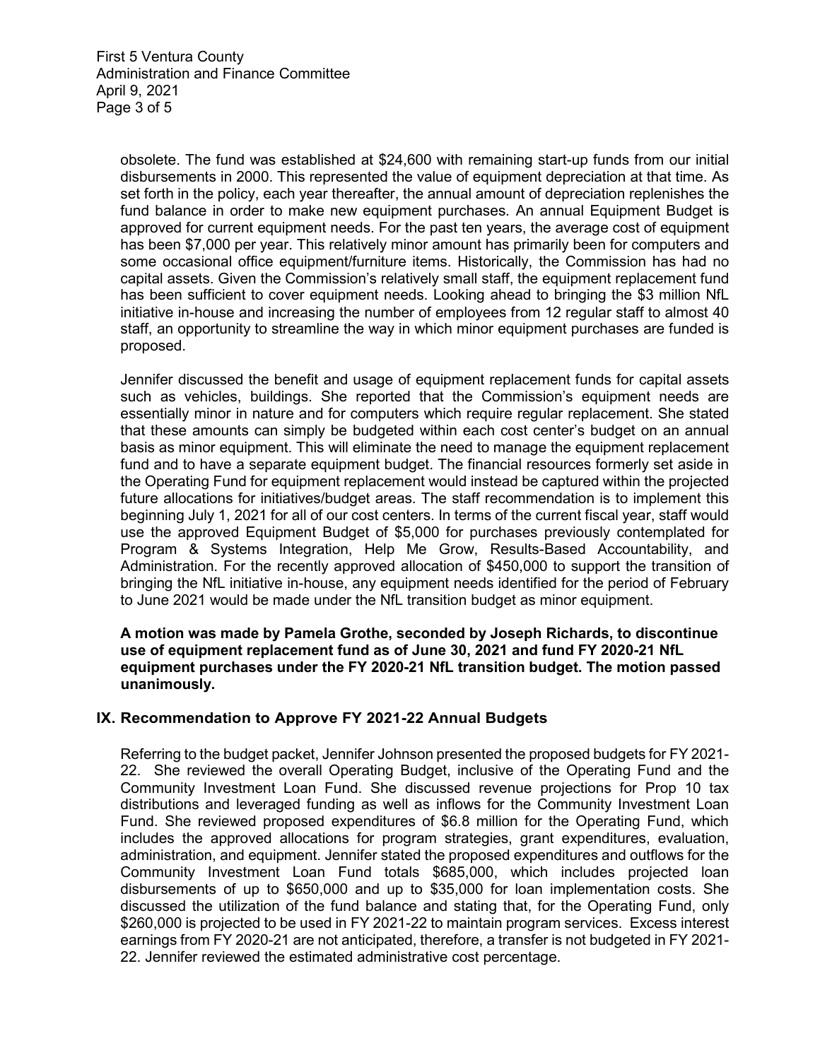obsolete. The fund was established at $24,600 with remaining start-up funds from our initial disbursements in 2000. This represented the value of equipment depreciation at that time. As set forth in the policy, each year thereafter, the annual amount of depreciation replenishes the fund balance in order to make new equipment purchases. An annual Equipment Budget is approved for current equipment needs. For the past ten years, the average cost of equipment has been $7,000 per year. This relatively minor amount has primarily been for computers and some occasional office equipment/furniture items. Historically, the Commission has had no capital assets. Given the Commission's relatively small staff, the equipment replacement fund has been sufficient to cover equipment needs. Looking ahead to bringing the $3 million NfL initiative in-house and increasing the number of employees from 12 regular staff to almost 40 staff, an opportunity to streamline the way in which minor equipment purchases are funded is proposed.

Jennifer discussed the benefit and usage of equipment replacement funds for capital assets such as vehicles, buildings. She reported that the Commission's equipment needs are essentially minor in nature and for computers which require regular replacement. She stated that these amounts can simply be budgeted within each cost center's budget on an annual basis as minor equipment. This will eliminate the need to manage the equipment replacement fund and to have a separate equipment budget. The financial resources formerly set aside in the Operating Fund for equipment replacement would instead be captured within the projected future allocations for initiatives/budget areas. The staff recommendation is to implement this beginning July 1, 2021 for all of our cost centers. In terms of the current fiscal year, staff would use the approved Equipment Budget of $5,000 for purchases previously contemplated for Program & Systems Integration, Help Me Grow, Results-Based Accountability, and Administration. For the recently approved allocation of $450,000 to support the transition of bringing the NfL initiative in-house, any equipment needs identified for the period of February to June 2021 would be made under the NfL transition budget as minor equipment.

**A motion was made by Pamela Grothe, seconded by Joseph Richards, to discontinue use of equipment replacement fund as of June 30, 2021 and fund FY 2020-21 NfL equipment purchases under the FY 2020-21 NfL transition budget. The motion passed unanimously.**

## IX. Recommendation to Approve FY 2021-22 Annual Budgets

Referring to the budget packet, Jennifer Johnson presented the proposed budgets for FY 2021-22. She reviewed the overall Operating Budget, inclusive of the Operating Fund and the Community Investment Loan Fund. She discussed revenue projections for Prop 10 tax distributions and leveraged funding as well as inflows for the Community Investment Loan Fund. She reviewed proposed expenditures of $6.8 million for the Operating Fund, which includes the approved allocations for program strategies, grant expenditures, evaluation, administration, and equipment. Jennifer stated the proposed expenditures and outflows for the Community Investment Loan Fund totals $685,000, which includes projected loan disbursements of up to $650,000 and up to $35,000 for loan implementation costs. She discussed the utilization of the fund balance and stating that, for the Operating Fund, only $260,000 is projected to be used in FY 2021-22 to maintain program services. Excess interest earnings from FY 2020-21 are not anticipated, therefore, a transfer is not budgeted in FY 2021-22. Jennifer reviewed the estimated administrative cost percentage.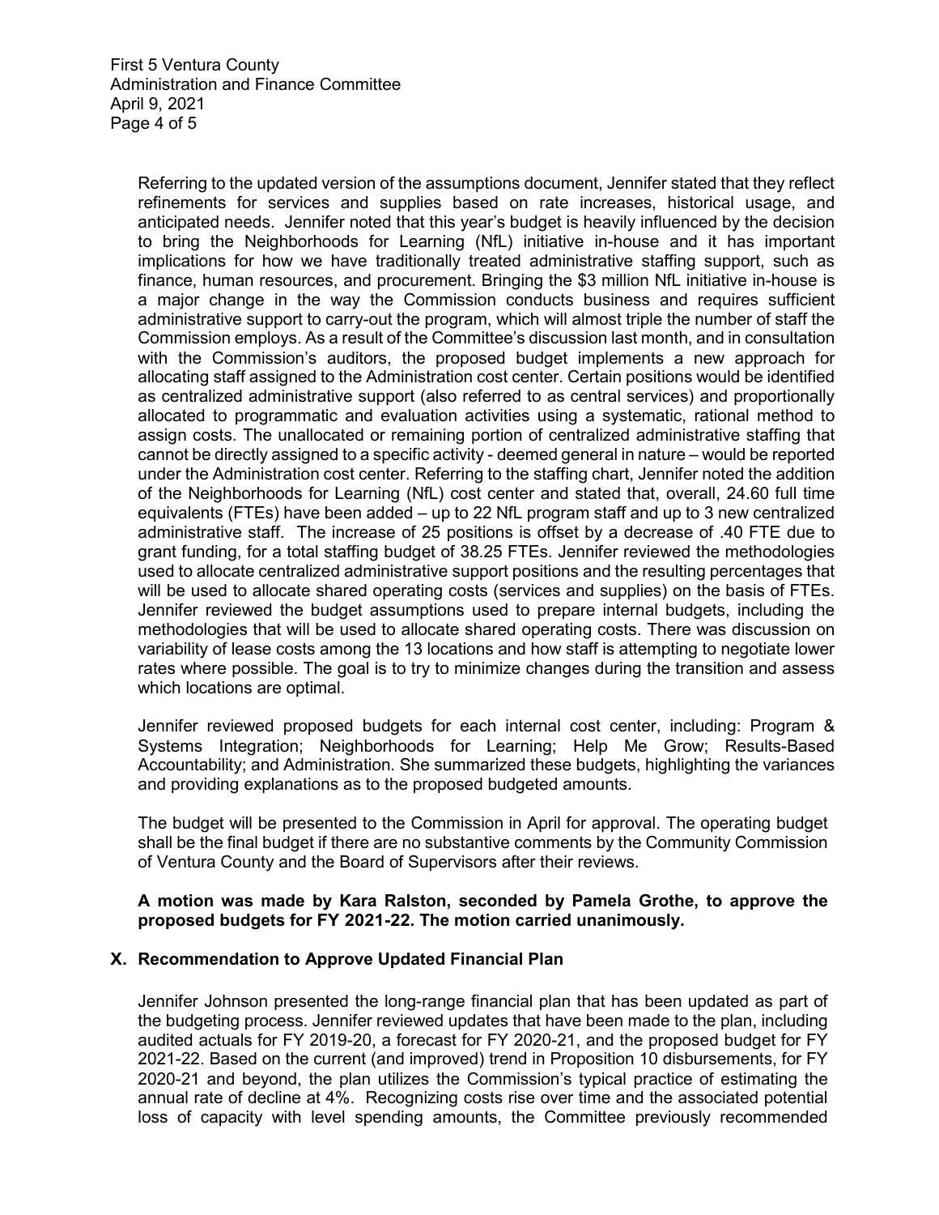Referring to the updated version of the assumptions document, Jennifer stated that they reflect refinements for services and supplies based on rate increases, historical usage, and anticipated needs. Jennifer noted that this year's budget is heavily influenced by the decision to bring the Neighborhoods for Learning (NfL) initiative in-house and it has important implications for how we have traditionally treated administrative staffing support, such as finance, human resources, and procurement. Bringing the $3 million NfL initiative in-house is a major change in the way the Commission conducts business and requires sufficient administrative support to carry-out the program, which will almost triple the number of staff the Commission employs. As a result of the Committee's discussion last month, and in consultation with the Commission's auditors, the proposed budget implements a new approach for allocating staff assigned to the Administration cost center. Certain positions would be identified as centralized administrative support (also referred to as central services) and proportionally allocated to programmatic and evaluation activities using a systematic, rational method to assign costs. The unallocated or remaining portion of centralized administrative staffing that cannot be directly assigned to a specific activity - deemed general in nature – would be reported under the Administration cost center. Referring to the staffing chart, Jennifer noted the addition of the Neighborhoods for Learning (NfL) cost center and stated that, overall, 24.60 full time equivalents (FTEs) have been added – up to 22 NfL program staff and up to 3 new centralized administrative staff. The increase of 25 positions is offset by a decrease of .40 FTE due to grant funding, for a total staffing budget of 38.25 FTEs. Jennifer reviewed the methodologies used to allocate centralized administrative support positions and the resulting percentages that will be used to allocate shared operating costs (services and supplies) on the basis of FTEs. Jennifer reviewed the budget assumptions used to prepare internal budgets, including the methodologies that will be used to allocate shared operating costs. There was discussion on variability of lease costs among the 13 locations and how staff is attempting to negotiate lower rates where possible. The goal is to try to minimize changes during the transition and assess which locations are optimal.

Jennifer reviewed proposed budgets for each internal cost center, including: Program & Systems Integration; Neighborhoods for Learning; Help Me Grow; Results-Based Accountability; and Administration. She summarized these budgets, highlighting the variances and providing explanations as to the proposed budgeted amounts.

The budget will be presented to the Commission in April for approval. The operating budget shall be the final budget if there are no substantive comments by the Community Commission of Ventura County and the Board of Supervisors after their reviews.

**A motion was made by Kara Ralston, seconded by Pamela Grothe, to approve the proposed budgets for FY 2021-22. The motion carried unanimously.**

## X. Recommendation to Approve Updated Financial Plan

Jennifer Johnson presented the long-range financial plan that has been updated as part of the budgeting process. Jennifer reviewed updates that have been made to the plan, including audited actuals for FY 2019-20, a forecast for FY 2020-21, and the proposed budget for FY 2021-22. Based on the current (and improved) trend in Proposition 10 disbursements, for FY 2020-21 and beyond, the plan utilizes the Commission's typical practice of estimating the annual rate of decline at 4%. Recognizing costs rise over time and the associated potential loss of capacity with level spending amounts, the Committee previously recommended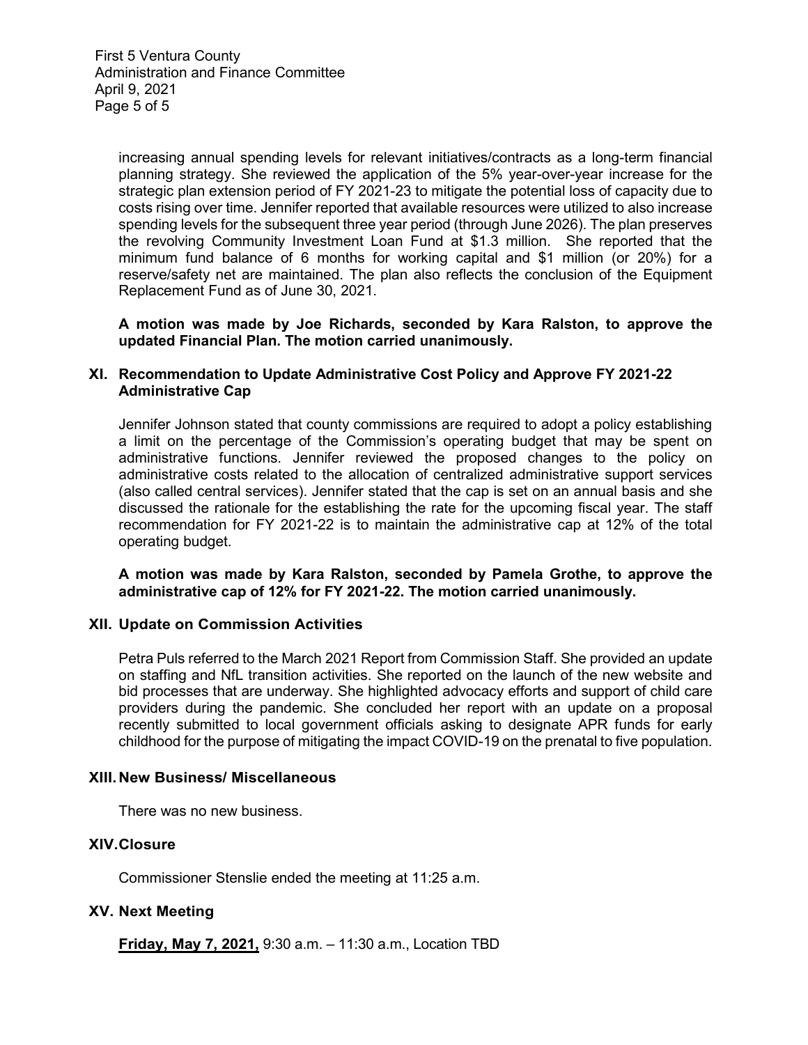increasing annual spending levels for relevant initiatives/contracts as a long-term financial planning strategy. She reviewed the application of the 5% year-over-year increase for the strategic plan extension period of FY 2021-23 to mitigate the potential loss of capacity due to costs rising over time. Jennifer reported that available resources were utilized to also increase spending levels for the subsequent three year period (through June 2026). The plan preserves the revolving Community Investment Loan Fund at $1.3 million. She reported that the minimum fund balance of 6 months for working capital and $1 million (or 20%) for a reserve/safety net are maintained. The plan also reflects the conclusion of the Equipment Replacement Fund as of June 30, 2021.

**A motion was made by Joe Richards, seconded by Kara Ralston, to approve the updated Financial Plan. The motion carried unanimously.**

## XI. Recommendation to Update Administrative Cost Policy and Approve FY 2021-22 Administrative Cap

Jennifer Johnson stated that county commissions are required to adopt a policy establishing a limit on the percentage of the Commission's operating budget that may be spent on administrative functions. Jennifer reviewed the proposed changes to the policy on administrative costs related to the allocation of centralized administrative support services (also called central services). Jennifer stated that the cap is set on an annual basis and she discussed the rationale for the establishing the rate for the upcoming fiscal year. The staff recommendation for FY 2021-22 is to maintain the administrative cap at 12% of the total operating budget.

**A motion was made by Kara Ralston, seconded by Pamela Grothe, to approve the administrative cap of 12% for FY 2021-22. The motion carried unanimously.**

## XII. Update on Commission Activities

Petra Puls referred to the March 2021 Report from Commission Staff. She provided an update on staffing and NfL transition activities. She reported on the launch of the new website and bid processes that are underway. She highlighted advocacy efforts and support of child care providers during the pandemic. She concluded her report with an update on a proposal recently submitted to local government officials asking to designate APR funds for early childhood for the purpose of mitigating the impact COVID-19 on the prenatal to five population.

## XIII. New Business/ Miscellaneous

There was no new business.

## XIV. Closure

Commissioner Stenslie ended the meeting at 11:25 a.m.

## XV. Next Meeting

**Friday, May 7, 2021,** 9:30 a.m. – 11:30 a.m., Location TBD